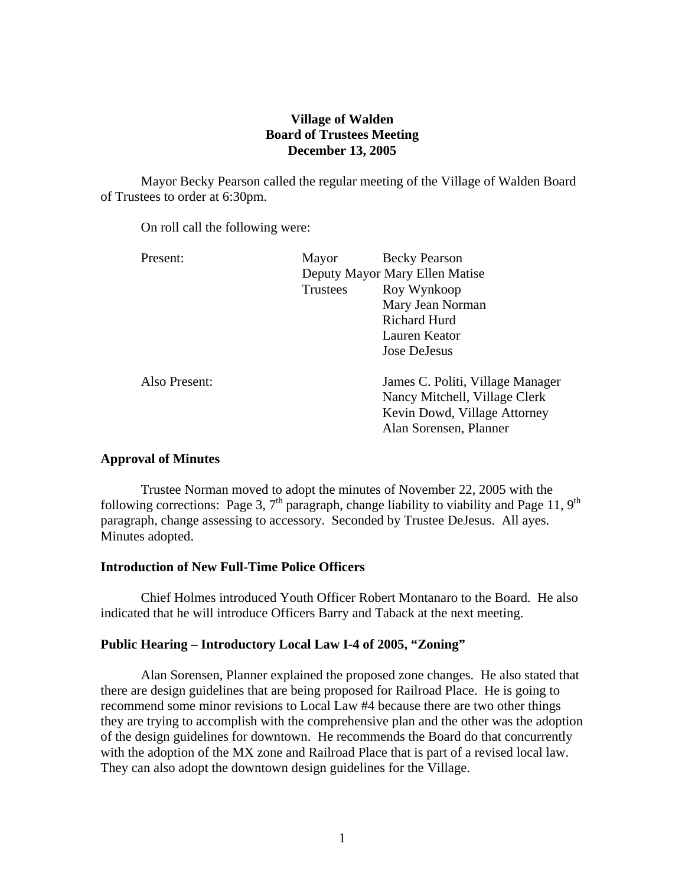**Village of Walden**
**Board of Trustees Meeting**
**December 13, 2005**

Mayor Becky Pearson called the regular meeting of the Village of Walden Board of Trustees to order at 6:30pm.

On roll call the following were:

| | | |
|---|---|---|
| Present: | Mayor | Becky Pearson |
| | Deputy Mayor | Mary Ellen Matise |
| | Trustees | Roy Wynkoop |
| | | Mary Jean Norman |
| | | Richard Hurd |
| | | Lauren Keator |
| | | Jose DeJesus |
| Also Present: | | James C. Politi, Village Manager |
| | | Nancy Mitchell, Village Clerk |
| | | Kevin Dowd, Village Attorney |
| | | Alan Sorensen, Planner |

### Approval of Minutes

Trustee Norman moved to adopt the minutes of November 22, 2005 with the following corrections: Page 3, 7th paragraph, change liability to viability and Page 11, 9th paragraph, change assessing to accessory. Seconded by Trustee DeJesus. All ayes. Minutes adopted.

### Introduction of New Full-Time Police Officers

Chief Holmes introduced Youth Officer Robert Montanaro to the Board. He also indicated that he will introduce Officers Barry and Taback at the next meeting.

### Public Hearing – Introductory Local Law I-4 of 2005, "Zoning"

Alan Sorensen, Planner explained the proposed zone changes. He also stated that there are design guidelines that are being proposed for Railroad Place. He is going to recommend some minor revisions to Local Law #4 because there are two other things they are trying to accomplish with the comprehensive plan and the other was the adoption of the design guidelines for downtown. He recommends the Board do that concurrently with the adoption of the MX zone and Railroad Place that is part of a revised local law. They can also adopt the downtown design guidelines for the Village.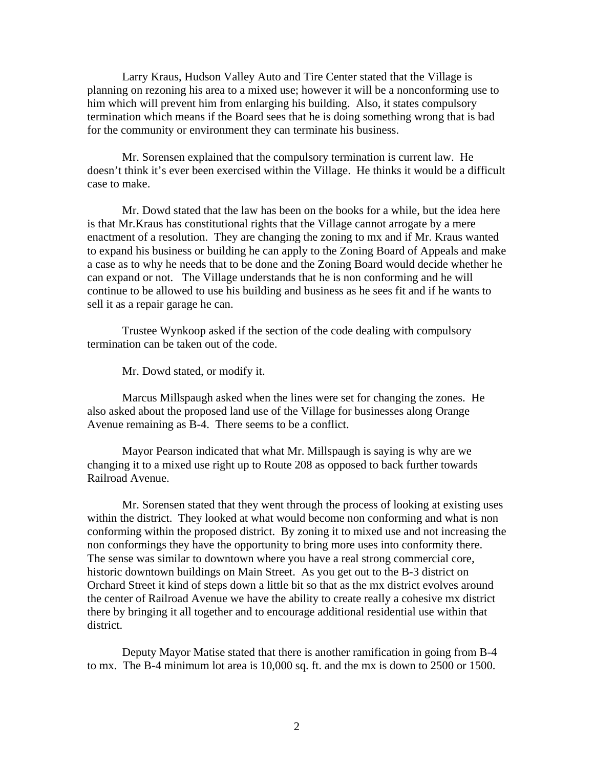Larry Kraus, Hudson Valley Auto and Tire Center stated that the Village is planning on rezoning his area to a mixed use; however it will be a nonconforming use to him which will prevent him from enlarging his building. Also, it states compulsory termination which means if the Board sees that he is doing something wrong that is bad for the community or environment they can terminate his business.

Mr. Sorensen explained that the compulsory termination is current law. He doesn't think it's ever been exercised within the Village. He thinks it would be a difficult case to make.

Mr. Dowd stated that the law has been on the books for a while, but the idea here is that Mr.Kraus has constitutional rights that the Village cannot arrogate by a mere enactment of a resolution. They are changing the zoning to mx and if Mr. Kraus wanted to expand his business or building he can apply to the Zoning Board of Appeals and make a case as to why he needs that to be done and the Zoning Board would decide whether he can expand or not. The Village understands that he is non conforming and he will continue to be allowed to use his building and business as he sees fit and if he wants to sell it as a repair garage he can.

Trustee Wynkoop asked if the section of the code dealing with compulsory termination can be taken out of the code.

Mr. Dowd stated, or modify it.

Marcus Millspaugh asked when the lines were set for changing the zones. He also asked about the proposed land use of the Village for businesses along Orange Avenue remaining as B-4. There seems to be a conflict.

Mayor Pearson indicated that what Mr. Millspaugh is saying is why are we changing it to a mixed use right up to Route 208 as opposed to back further towards Railroad Avenue.

Mr. Sorensen stated that they went through the process of looking at existing uses within the district. They looked at what would become non conforming and what is non conforming within the proposed district. By zoning it to mixed use and not increasing the non conformings they have the opportunity to bring more uses into conformity there. The sense was similar to downtown where you have a real strong commercial core, historic downtown buildings on Main Street. As you get out to the B-3 district on Orchard Street it kind of steps down a little bit so that as the mx district evolves around the center of Railroad Avenue we have the ability to create really a cohesive mx district there by bringing it all together and to encourage additional residential use within that district.

Deputy Mayor Matise stated that there is another ramification in going from B-4 to mx. The B-4 minimum lot area is 10,000 sq. ft. and the mx is down to 2500 or 1500.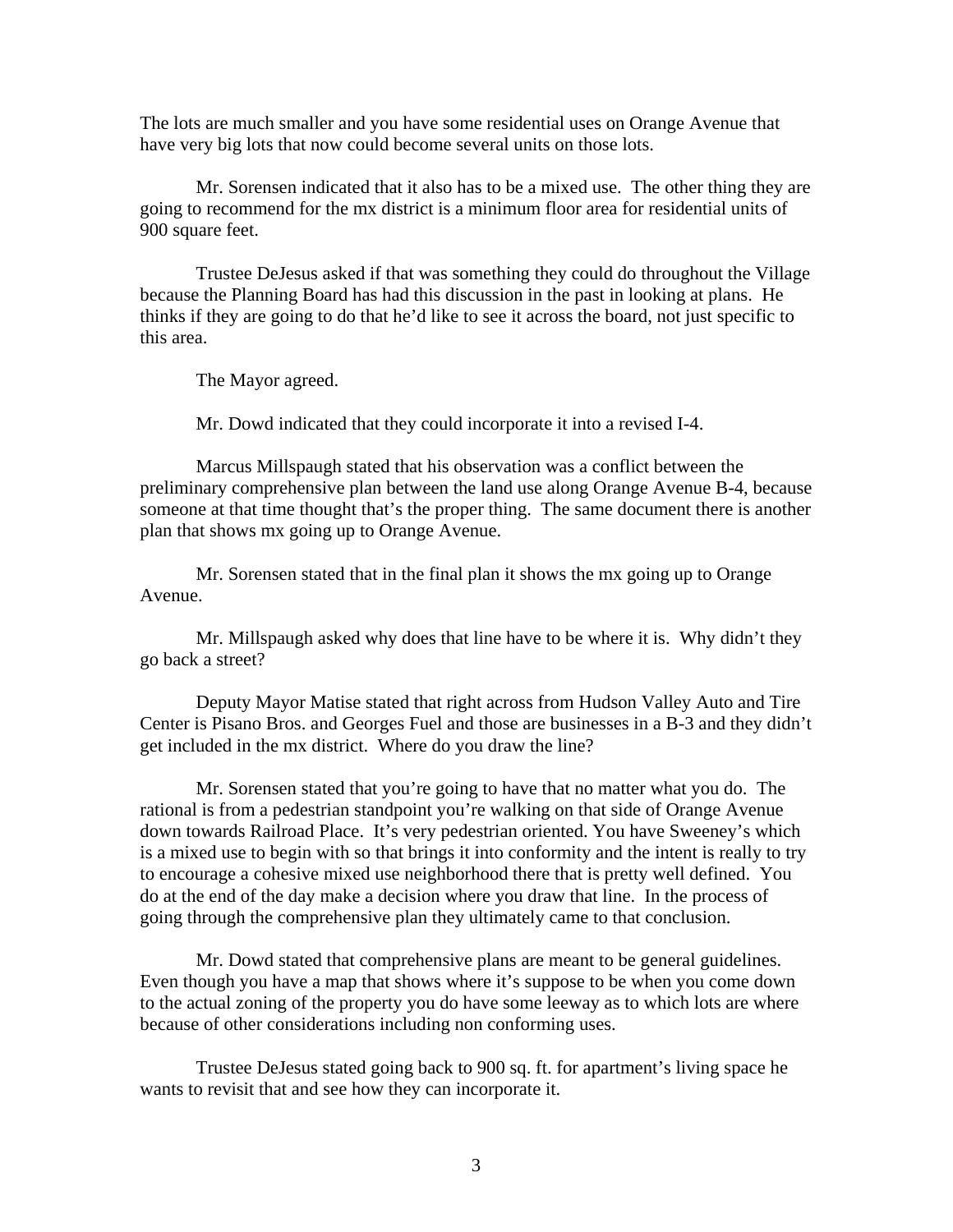The lots are much smaller and you have some residential uses on Orange Avenue that have very big lots that now could become several units on those lots.

Mr. Sorensen indicated that it also has to be a mixed use. The other thing they are going to recommend for the mx district is a minimum floor area for residential units of 900 square feet.

Trustee DeJesus asked if that was something they could do throughout the Village because the Planning Board has had this discussion in the past in looking at plans. He thinks if they are going to do that he'd like to see it across the board, not just specific to this area.

The Mayor agreed.

Mr. Dowd indicated that they could incorporate it into a revised I-4.

Marcus Millspaugh stated that his observation was a conflict between the preliminary comprehensive plan between the land use along Orange Avenue B-4, because someone at that time thought that's the proper thing. The same document there is another plan that shows mx going up to Orange Avenue.

Mr. Sorensen stated that in the final plan it shows the mx going up to Orange Avenue.

Mr. Millspaugh asked why does that line have to be where it is. Why didn't they go back a street?

Deputy Mayor Matise stated that right across from Hudson Valley Auto and Tire Center is Pisano Bros. and Georges Fuel and those are businesses in a B-3 and they didn't get included in the mx district. Where do you draw the line?

Mr. Sorensen stated that you're going to have that no matter what you do. The rational is from a pedestrian standpoint you're walking on that side of Orange Avenue down towards Railroad Place. It's very pedestrian oriented. You have Sweeney's which is a mixed use to begin with so that brings it into conformity and the intent is really to try to encourage a cohesive mixed use neighborhood there that is pretty well defined. You do at the end of the day make a decision where you draw that line. In the process of going through the comprehensive plan they ultimately came to that conclusion.

Mr. Dowd stated that comprehensive plans are meant to be general guidelines. Even though you have a map that shows where it's suppose to be when you come down to the actual zoning of the property you do have some leeway as to which lots are where because of other considerations including non conforming uses.

Trustee DeJesus stated going back to 900 sq. ft. for apartment's living space he wants to revisit that and see how they can incorporate it.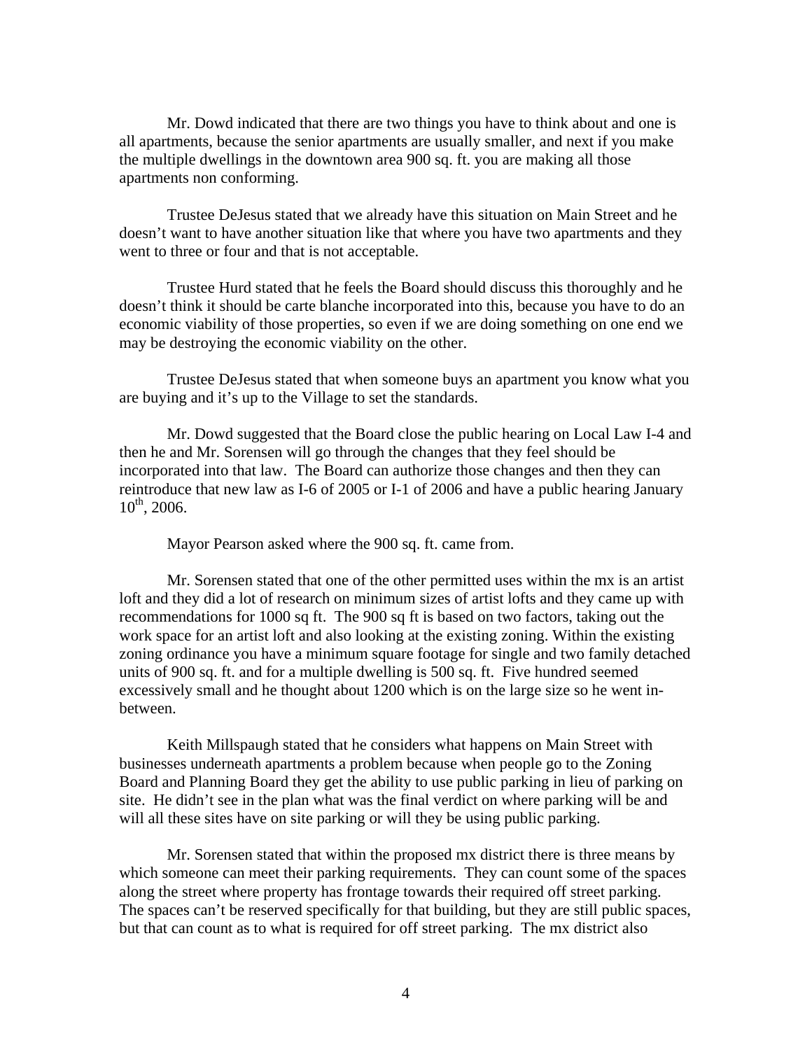Mr. Dowd indicated that there are two things you have to think about and one is all apartments, because the senior apartments are usually smaller, and next if you make the multiple dwellings in the downtown area 900 sq. ft. you are making all those apartments non conforming.

Trustee DeJesus stated that we already have this situation on Main Street and he doesn't want to have another situation like that where you have two apartments and they went to three or four and that is not acceptable.

Trustee Hurd stated that he feels the Board should discuss this thoroughly and he doesn't think it should be carte blanche incorporated into this, because you have to do an economic viability of those properties, so even if we are doing something on one end we may be destroying the economic viability on the other.

Trustee DeJesus stated that when someone buys an apartment you know what you are buying and it's up to the Village to set the standards.

Mr. Dowd suggested that the Board close the public hearing on Local Law I-4 and then he and Mr. Sorensen will go through the changes that they feel should be incorporated into that law. The Board can authorize those changes and then they can reintroduce that new law as I-6 of 2005 or I-1 of 2006 and have a public hearing January 10th, 2006.

Mayor Pearson asked where the 900 sq. ft. came from.

Mr. Sorensen stated that one of the other permitted uses within the mx is an artist loft and they did a lot of research on minimum sizes of artist lofts and they came up with recommendations for 1000 sq ft. The 900 sq ft is based on two factors, taking out the work space for an artist loft and also looking at the existing zoning. Within the existing zoning ordinance you have a minimum square footage for single and two family detached units of 900 sq. ft. and for a multiple dwelling is 500 sq. ft. Five hundred seemed excessively small and he thought about 1200 which is on the large size so he went in-between.

Keith Millspaugh stated that he considers what happens on Main Street with businesses underneath apartments a problem because when people go to the Zoning Board and Planning Board they get the ability to use public parking in lieu of parking on site. He didn't see in the plan what was the final verdict on where parking will be and will all these sites have on site parking or will they be using public parking.

Mr. Sorensen stated that within the proposed mx district there is three means by which someone can meet their parking requirements. They can count some of the spaces along the street where property has frontage towards their required off street parking. The spaces can't be reserved specifically for that building, but they are still public spaces, but that can count as to what is required for off street parking. The mx district also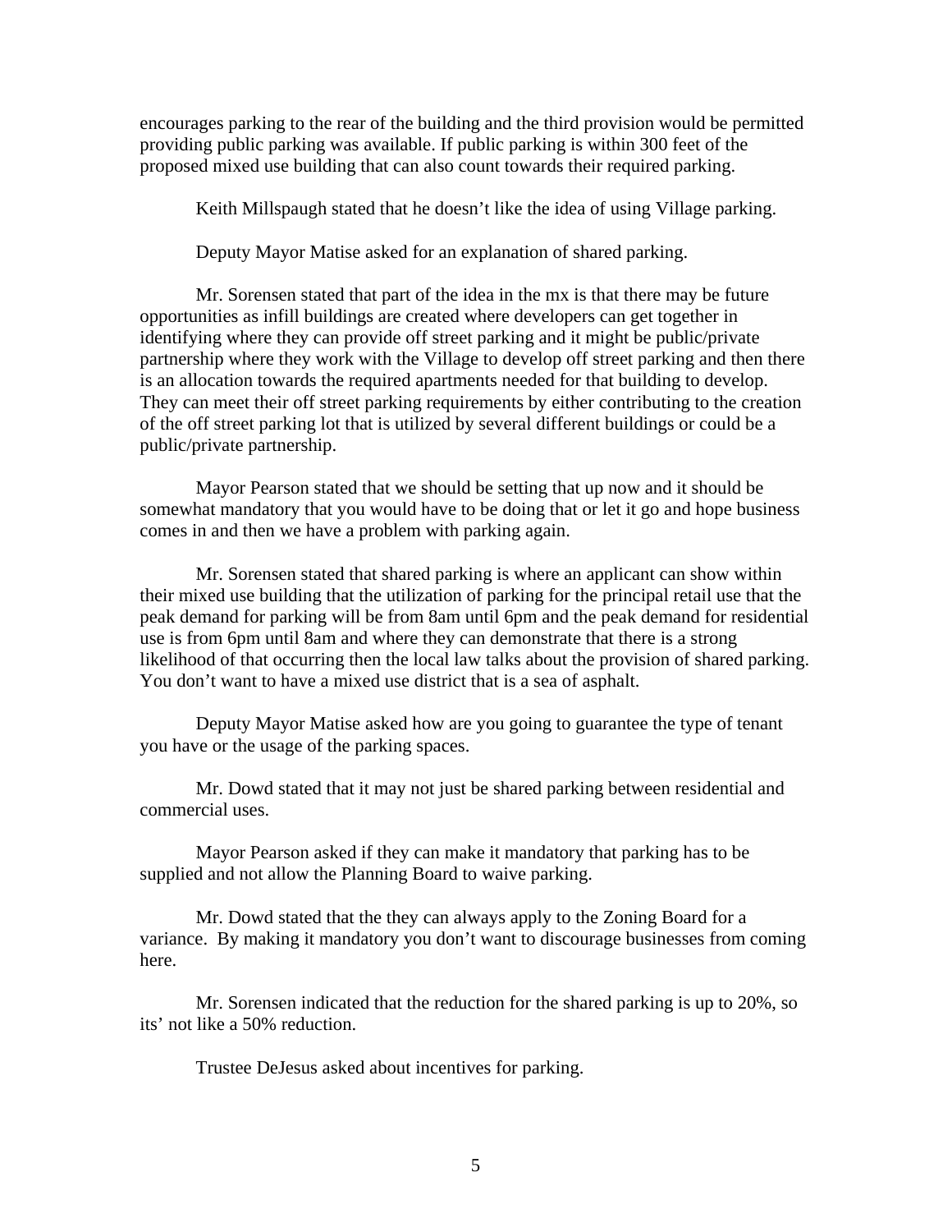encourages parking to the rear of the building and the third provision would be permitted providing public parking was available. If public parking is within 300 feet of the proposed mixed use building that can also count towards their required parking.

Keith Millspaugh stated that he doesn't like the idea of using Village parking.

Deputy Mayor Matise asked for an explanation of shared parking.

Mr. Sorensen stated that part of the idea in the mx is that there may be future opportunities as infill buildings are created where developers can get together in identifying where they can provide off street parking and it might be public/private partnership where they work with the Village to develop off street parking and then there is an allocation towards the required apartments needed for that building to develop. They can meet their off street parking requirements by either contributing to the creation of the off street parking lot that is utilized by several different buildings or could be a public/private partnership.

Mayor Pearson stated that we should be setting that up now and it should be somewhat mandatory that you would have to be doing that or let it go and hope business comes in and then we have a problem with parking again.

Mr. Sorensen stated that shared parking is where an applicant can show within their mixed use building that the utilization of parking for the principal retail use that the peak demand for parking will be from 8am until 6pm and the peak demand for residential use is from 6pm until 8am and where they can demonstrate that there is a strong likelihood of that occurring then the local law talks about the provision of shared parking. You don't want to have a mixed use district that is a sea of asphalt.

Deputy Mayor Matise asked how are you going to guarantee the type of tenant you have or the usage of the parking spaces.

Mr. Dowd stated that it may not just be shared parking between residential and commercial uses.

Mayor Pearson asked if they can make it mandatory that parking has to be supplied and not allow the Planning Board to waive parking.

Mr. Dowd stated that the they can always apply to the Zoning Board for a variance. By making it mandatory you don't want to discourage businesses from coming here.

Mr. Sorensen indicated that the reduction for the shared parking is up to 20%, so its' not like a 50% reduction.

Trustee DeJesus asked about incentives for parking.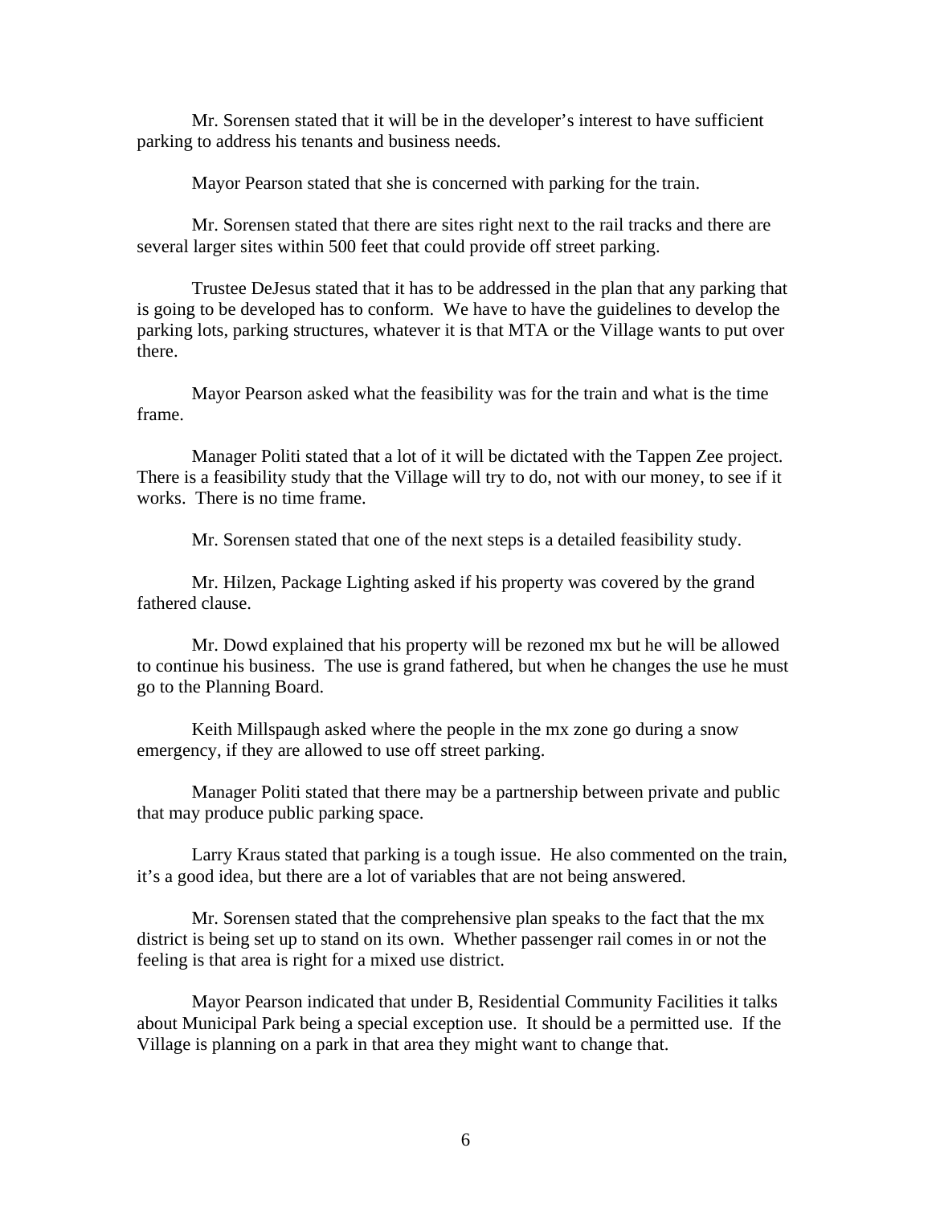Mr. Sorensen stated that it will be in the developer's interest to have sufficient parking to address his tenants and business needs.

Mayor Pearson stated that she is concerned with parking for the train.

Mr. Sorensen stated that there are sites right next to the rail tracks and there are several larger sites within 500 feet that could provide off street parking.

Trustee DeJesus stated that it has to be addressed in the plan that any parking that is going to be developed has to conform. We have to have the guidelines to develop the parking lots, parking structures, whatever it is that MTA or the Village wants to put over there.

Mayor Pearson asked what the feasibility was for the train and what is the time frame.

Manager Politi stated that a lot of it will be dictated with the Tappen Zee project. There is a feasibility study that the Village will try to do, not with our money, to see if it works. There is no time frame.

Mr. Sorensen stated that one of the next steps is a detailed feasibility study.

Mr. Hilzen, Package Lighting asked if his property was covered by the grand fathered clause.

Mr. Dowd explained that his property will be rezoned mx but he will be allowed to continue his business. The use is grand fathered, but when he changes the use he must go to the Planning Board.

Keith Millspaugh asked where the people in the mx zone go during a snow emergency, if they are allowed to use off street parking.

Manager Politi stated that there may be a partnership between private and public that may produce public parking space.

Larry Kraus stated that parking is a tough issue. He also commented on the train, it's a good idea, but there are a lot of variables that are not being answered.

Mr. Sorensen stated that the comprehensive plan speaks to the fact that the mx district is being set up to stand on its own. Whether passenger rail comes in or not the feeling is that area is right for a mixed use district.

Mayor Pearson indicated that under B, Residential Community Facilities it talks about Municipal Park being a special exception use. It should be a permitted use. If the Village is planning on a park in that area they might want to change that.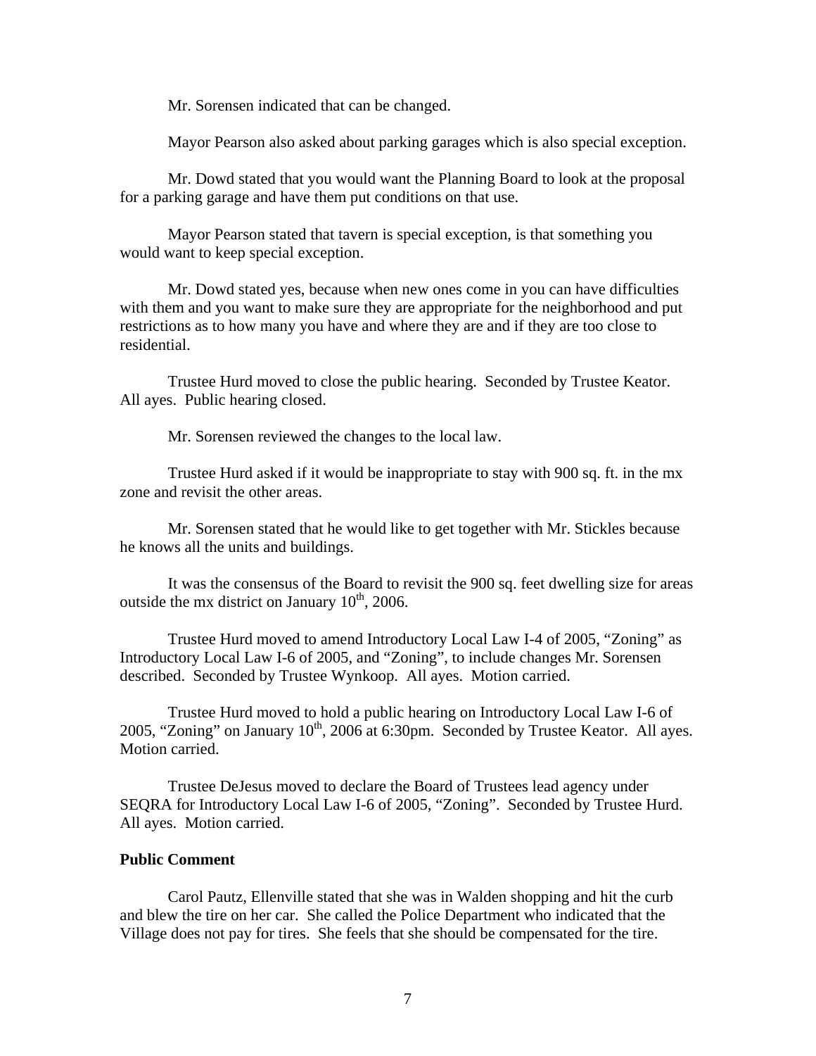Mr. Sorensen indicated that can be changed.

Mayor Pearson also asked about parking garages which is also special exception.

Mr. Dowd stated that you would want the Planning Board to look at the proposal for a parking garage and have them put conditions on that use.

Mayor Pearson stated that tavern is special exception, is that something you would want to keep special exception.

Mr. Dowd stated yes, because when new ones come in you can have difficulties with them and you want to make sure they are appropriate for the neighborhood and put restrictions as to how many you have and where they are and if they are too close to residential.

Trustee Hurd moved to close the public hearing. Seconded by Trustee Keator. All ayes. Public hearing closed.

Mr. Sorensen reviewed the changes to the local law.

Trustee Hurd asked if it would be inappropriate to stay with 900 sq. ft. in the mx zone and revisit the other areas.

Mr. Sorensen stated that he would like to get together with Mr. Stickles because he knows all the units and buildings.

It was the consensus of the Board to revisit the 900 sq. feet dwelling size for areas outside the mx district on January 10th, 2006.

Trustee Hurd moved to amend Introductory Local Law I-4 of 2005, "Zoning" as Introductory Local Law I-6 of 2005, and "Zoning", to include changes Mr. Sorensen described. Seconded by Trustee Wynkoop. All ayes. Motion carried.

Trustee Hurd moved to hold a public hearing on Introductory Local Law I-6 of 2005, "Zoning" on January 10th, 2006 at 6:30pm. Seconded by Trustee Keator. All ayes. Motion carried.

Trustee DeJesus moved to declare the Board of Trustees lead agency under SEQRA for Introductory Local Law I-6 of 2005, "Zoning". Seconded by Trustee Hurd. All ayes. Motion carried.

**Public Comment**

Carol Pautz, Ellenville stated that she was in Walden shopping and hit the curb and blew the tire on her car. She called the Police Department who indicated that the Village does not pay for tires. She feels that she should be compensated for the tire.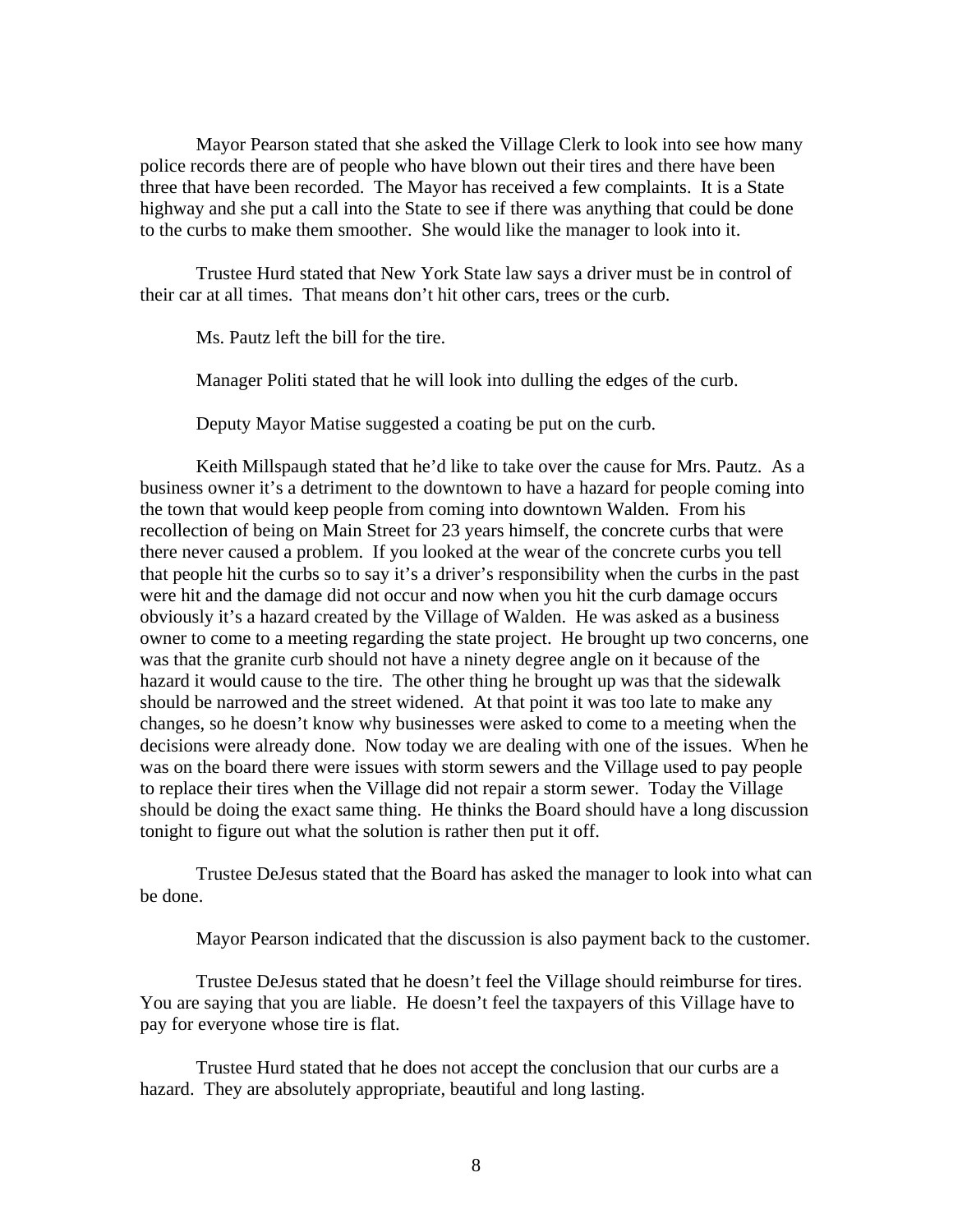Mayor Pearson stated that she asked the Village Clerk to look into see how many police records there are of people who have blown out their tires and there have been three that have been recorded. The Mayor has received a few complaints. It is a State highway and she put a call into the State to see if there was anything that could be done to the curbs to make them smoother. She would like the manager to look into it.

Trustee Hurd stated that New York State law says a driver must be in control of their car at all times. That means don't hit other cars, trees or the curb.

Ms. Pautz left the bill for the tire.

Manager Politi stated that he will look into dulling the edges of the curb.

Deputy Mayor Matise suggested a coating be put on the curb.

Keith Millspaugh stated that he'd like to take over the cause for Mrs. Pautz. As a business owner it's a detriment to the downtown to have a hazard for people coming into the town that would keep people from coming into downtown Walden. From his recollection of being on Main Street for 23 years himself, the concrete curbs that were there never caused a problem. If you looked at the wear of the concrete curbs you tell that people hit the curbs so to say it's a driver's responsibility when the curbs in the past were hit and the damage did not occur and now when you hit the curb damage occurs obviously it's a hazard created by the Village of Walden. He was asked as a business owner to come to a meeting regarding the state project. He brought up two concerns, one was that the granite curb should not have a ninety degree angle on it because of the hazard it would cause to the tire. The other thing he brought up was that the sidewalk should be narrowed and the street widened. At that point it was too late to make any changes, so he doesn't know why businesses were asked to come to a meeting when the decisions were already done. Now today we are dealing with one of the issues. When he was on the board there were issues with storm sewers and the Village used to pay people to replace their tires when the Village did not repair a storm sewer. Today the Village should be doing the exact same thing. He thinks the Board should have a long discussion tonight to figure out what the solution is rather then put it off.

Trustee DeJesus stated that the Board has asked the manager to look into what can be done.

Mayor Pearson indicated that the discussion is also payment back to the customer.

Trustee DeJesus stated that he doesn't feel the Village should reimburse for tires. You are saying that you are liable. He doesn't feel the taxpayers of this Village have to pay for everyone whose tire is flat.

Trustee Hurd stated that he does not accept the conclusion that our curbs are a hazard. They are absolutely appropriate, beautiful and long lasting.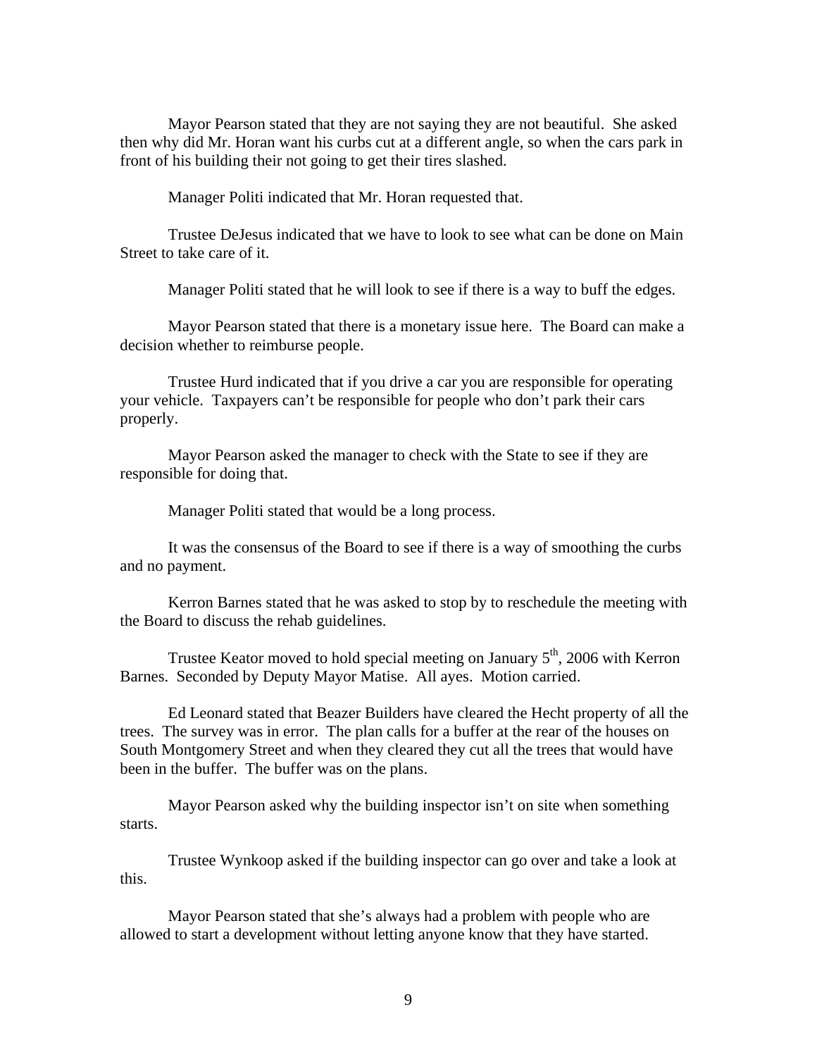Mayor Pearson stated that they are not saying they are not beautiful. She asked then why did Mr. Horan want his curbs cut at a different angle, so when the cars park in front of his building their not going to get their tires slashed.

Manager Politi indicated that Mr. Horan requested that.

Trustee DeJesus indicated that we have to look to see what can be done on Main Street to take care of it.

Manager Politi stated that he will look to see if there is a way to buff the edges.

Mayor Pearson stated that there is a monetary issue here. The Board can make a decision whether to reimburse people.

Trustee Hurd indicated that if you drive a car you are responsible for operating your vehicle. Taxpayers can't be responsible for people who don't park their cars properly.

Mayor Pearson asked the manager to check with the State to see if they are responsible for doing that.

Manager Politi stated that would be a long process.

It was the consensus of the Board to see if there is a way of smoothing the curbs and no payment.

Kerron Barnes stated that he was asked to stop by to reschedule the meeting with the Board to discuss the rehab guidelines.

Trustee Keator moved to hold special meeting on January 5th, 2006 with Kerron Barnes. Seconded by Deputy Mayor Matise. All ayes. Motion carried.

Ed Leonard stated that Beazer Builders have cleared the Hecht property of all the trees. The survey was in error. The plan calls for a buffer at the rear of the houses on South Montgomery Street and when they cleared they cut all the trees that would have been in the buffer. The buffer was on the plans.

Mayor Pearson asked why the building inspector isn't on site when something starts.

Trustee Wynkoop asked if the building inspector can go over and take a look at this.

Mayor Pearson stated that she's always had a problem with people who are allowed to start a development without letting anyone know that they have started.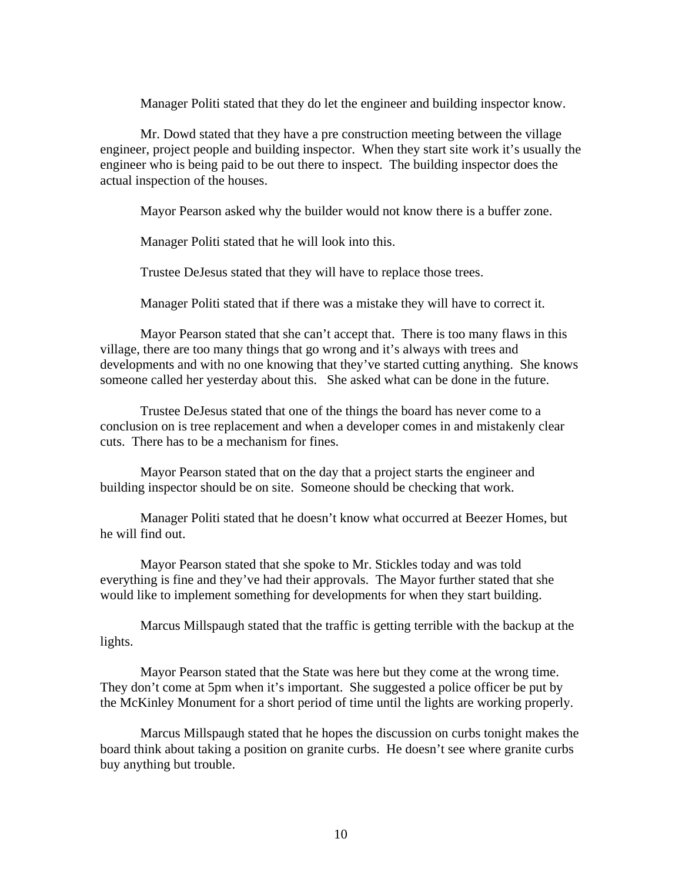Manager Politi stated that they do let the engineer and building inspector know.

Mr. Dowd stated that they have a pre construction meeting between the village engineer, project people and building inspector. When they start site work it's usually the engineer who is being paid to be out there to inspect. The building inspector does the actual inspection of the houses.

Mayor Pearson asked why the builder would not know there is a buffer zone.

Manager Politi stated that he will look into this.

Trustee DeJesus stated that they will have to replace those trees.

Manager Politi stated that if there was a mistake they will have to correct it.

Mayor Pearson stated that she can't accept that. There is too many flaws in this village, there are too many things that go wrong and it's always with trees and developments and with no one knowing that they've started cutting anything. She knows someone called her yesterday about this. She asked what can be done in the future.

Trustee DeJesus stated that one of the things the board has never come to a conclusion on is tree replacement and when a developer comes in and mistakenly clear cuts. There has to be a mechanism for fines.

Mayor Pearson stated that on the day that a project starts the engineer and building inspector should be on site. Someone should be checking that work.

Manager Politi stated that he doesn't know what occurred at Beezer Homes, but he will find out.

Mayor Pearson stated that she spoke to Mr. Stickles today and was told everything is fine and they've had their approvals. The Mayor further stated that she would like to implement something for developments for when they start building.

Marcus Millspaugh stated that the traffic is getting terrible with the backup at the lights.

Mayor Pearson stated that the State was here but they come at the wrong time. They don't come at 5pm when it's important. She suggested a police officer be put by the McKinley Monument for a short period of time until the lights are working properly.

Marcus Millspaugh stated that he hopes the discussion on curbs tonight makes the board think about taking a position on granite curbs. He doesn't see where granite curbs buy anything but trouble.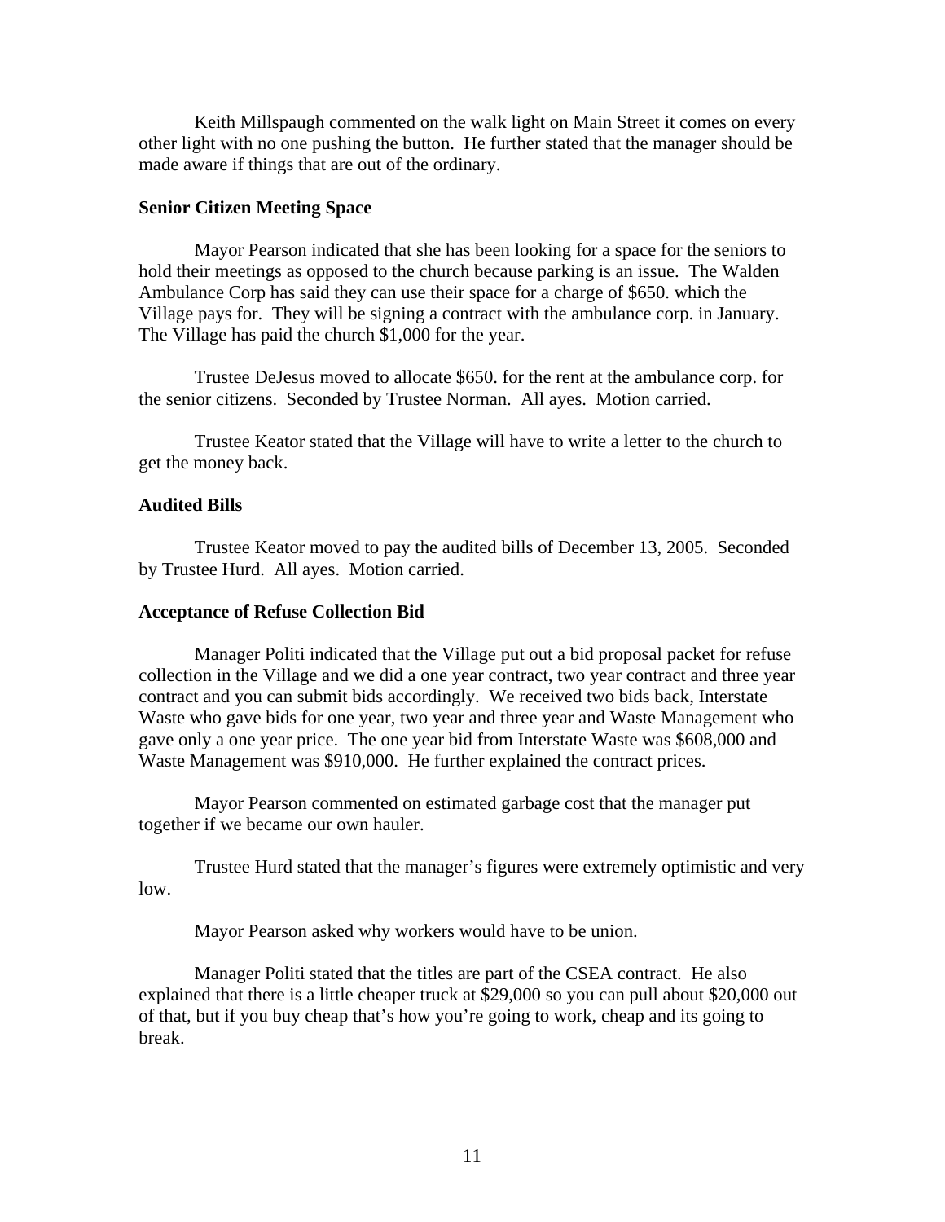Keith Millspaugh commented on the walk light on Main Street it comes on every other light with no one pushing the button. He further stated that the manager should be made aware if things that are out of the ordinary.

**Senior Citizen Meeting Space**

Mayor Pearson indicated that she has been looking for a space for the seniors to hold their meetings as opposed to the church because parking is an issue. The Walden Ambulance Corp has said they can use their space for a charge of $650. which the Village pays for. They will be signing a contract with the ambulance corp. in January. The Village has paid the church $1,000 for the year.

Trustee DeJesus moved to allocate $650. for the rent at the ambulance corp. for the senior citizens. Seconded by Trustee Norman. All ayes. Motion carried.

Trustee Keator stated that the Village will have to write a letter to the church to get the money back.

**Audited Bills**

Trustee Keator moved to pay the audited bills of December 13, 2005. Seconded by Trustee Hurd. All ayes. Motion carried.

**Acceptance of Refuse Collection Bid**

Manager Politi indicated that the Village put out a bid proposal packet for refuse collection in the Village and we did a one year contract, two year contract and three year contract and you can submit bids accordingly. We received two bids back, Interstate Waste who gave bids for one year, two year and three year and Waste Management who gave only a one year price. The one year bid from Interstate Waste was $608,000 and Waste Management was $910,000. He further explained the contract prices.

Mayor Pearson commented on estimated garbage cost that the manager put together if we became our own hauler.

Trustee Hurd stated that the manager's figures were extremely optimistic and very low.

Mayor Pearson asked why workers would have to be union.

Manager Politi stated that the titles are part of the CSEA contract. He also explained that there is a little cheaper truck at $29,000 so you can pull about $20,000 out of that, but if you buy cheap that's how you're going to work, cheap and its going to break.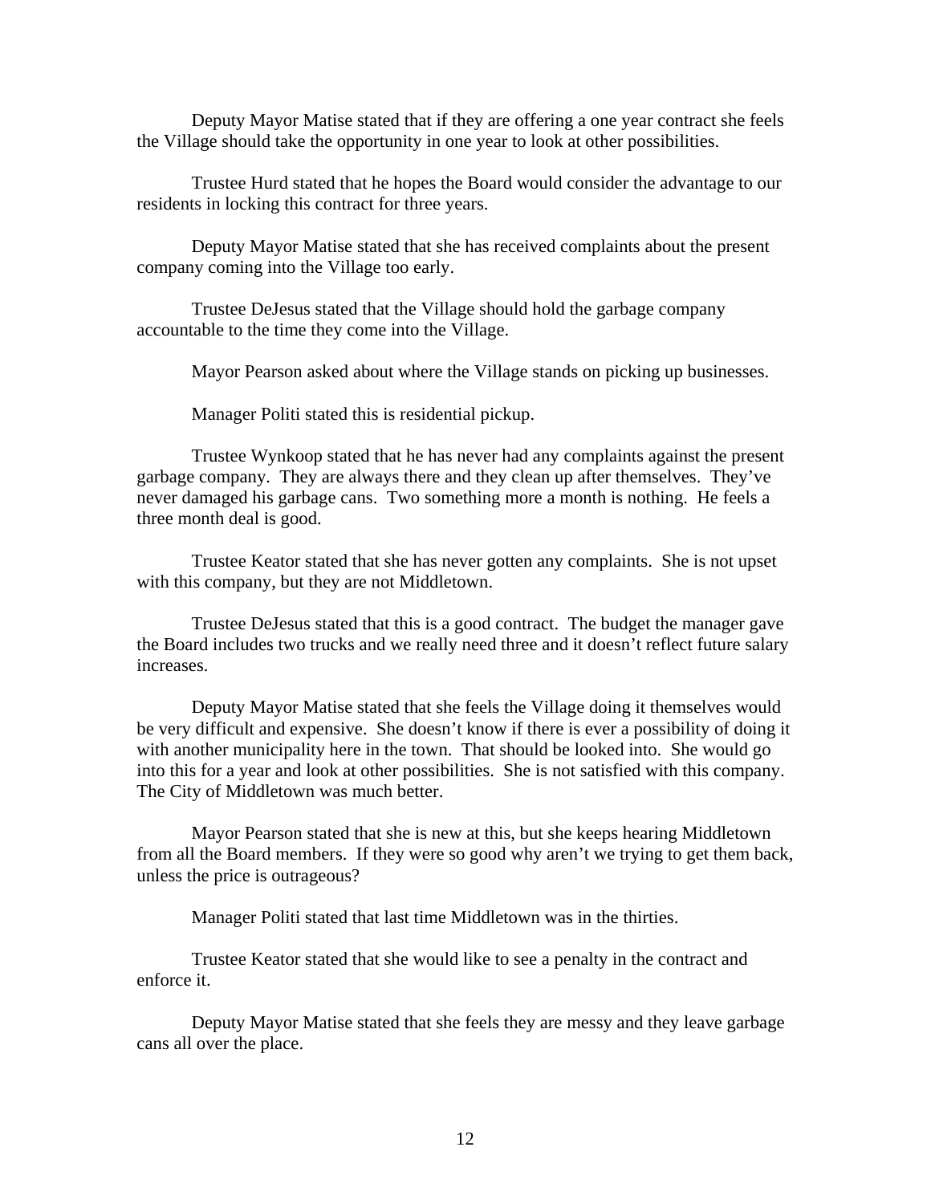Deputy Mayor Matise stated that if they are offering a one year contract she feels the Village should take the opportunity in one year to look at other possibilities.

Trustee Hurd stated that he hopes the Board would consider the advantage to our residents in locking this contract for three years.

Deputy Mayor Matise stated that she has received complaints about the present company coming into the Village too early.

Trustee DeJesus stated that the Village should hold the garbage company accountable to the time they come into the Village.

Mayor Pearson asked about where the Village stands on picking up businesses.

Manager Politi stated this is residential pickup.

Trustee Wynkoop stated that he has never had any complaints against the present garbage company. They are always there and they clean up after themselves. They've never damaged his garbage cans. Two something more a month is nothing. He feels a three month deal is good.

Trustee Keator stated that she has never gotten any complaints. She is not upset with this company, but they are not Middletown.

Trustee DeJesus stated that this is a good contract. The budget the manager gave the Board includes two trucks and we really need three and it doesn't reflect future salary increases.

Deputy Mayor Matise stated that she feels the Village doing it themselves would be very difficult and expensive. She doesn't know if there is ever a possibility of doing it with another municipality here in the town. That should be looked into. She would go into this for a year and look at other possibilities. She is not satisfied with this company. The City of Middletown was much better.

Mayor Pearson stated that she is new at this, but she keeps hearing Middletown from all the Board members. If they were so good why aren't we trying to get them back, unless the price is outrageous?

Manager Politi stated that last time Middletown was in the thirties.

Trustee Keator stated that she would like to see a penalty in the contract and enforce it.

Deputy Mayor Matise stated that she feels they are messy and they leave garbage cans all over the place.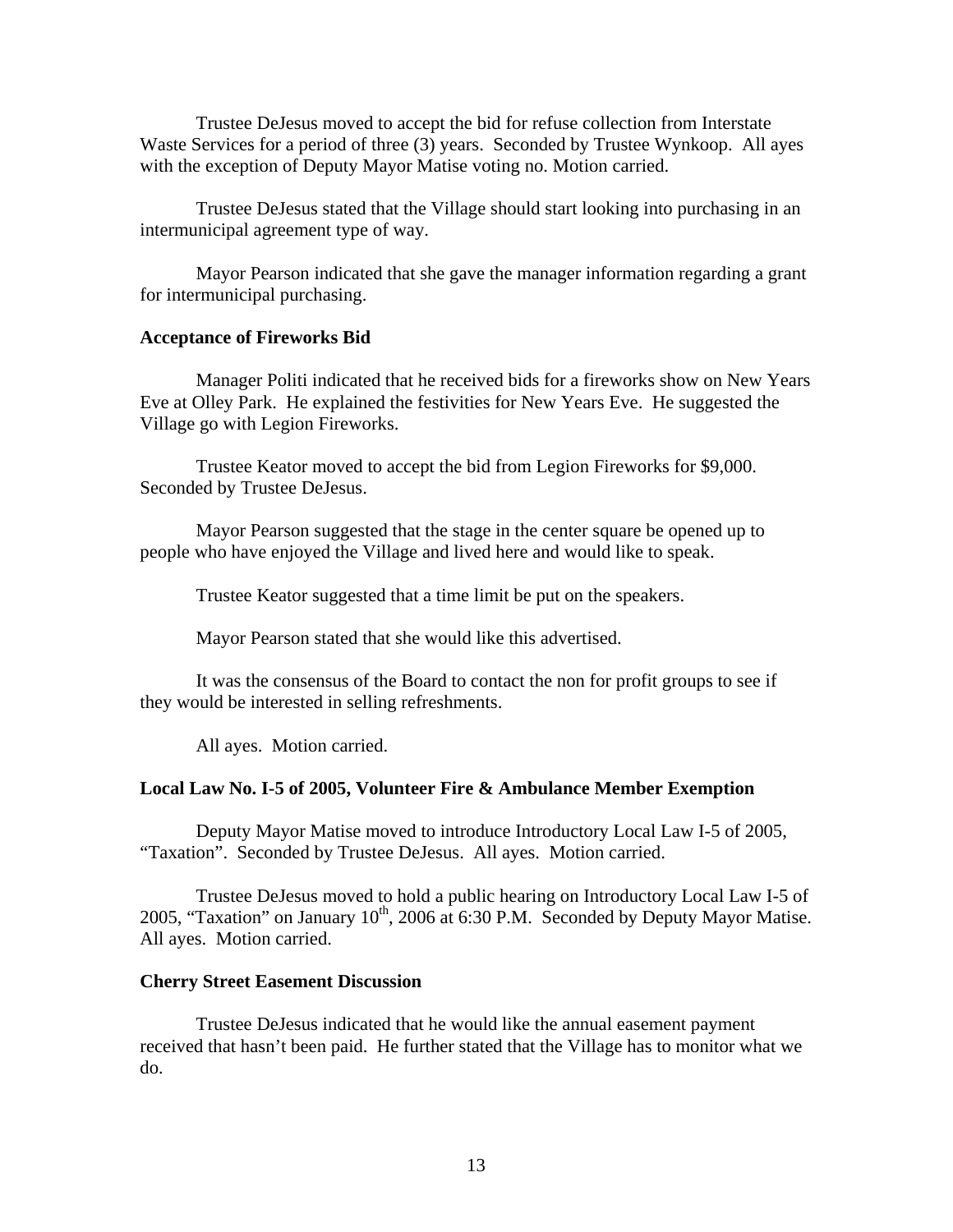Trustee DeJesus moved to accept the bid for refuse collection from Interstate Waste Services for a period of three (3) years. Seconded by Trustee Wynkoop. All ayes with the exception of Deputy Mayor Matise voting no. Motion carried.

Trustee DeJesus stated that the Village should start looking into purchasing in an intermunicipal agreement type of way.

Mayor Pearson indicated that she gave the manager information regarding a grant for intermunicipal purchasing.

**Acceptance of Fireworks Bid**

Manager Politi indicated that he received bids for a fireworks show on New Years Eve at Olley Park. He explained the festivities for New Years Eve. He suggested the Village go with Legion Fireworks.

Trustee Keator moved to accept the bid from Legion Fireworks for $9,000. Seconded by Trustee DeJesus.

Mayor Pearson suggested that the stage in the center square be opened up to people who have enjoyed the Village and lived here and would like to speak.

Trustee Keator suggested that a time limit be put on the speakers.

Mayor Pearson stated that she would like this advertised.

It was the consensus of the Board to contact the non for profit groups to see if they would be interested in selling refreshments.

All ayes. Motion carried.

**Local Law No. I-5 of 2005, Volunteer Fire & Ambulance Member Exemption**

Deputy Mayor Matise moved to introduce Introductory Local Law I-5 of 2005, "Taxation". Seconded by Trustee DeJesus. All ayes. Motion carried.

Trustee DeJesus moved to hold a public hearing on Introductory Local Law I-5 of 2005, "Taxation" on January 10th, 2006 at 6:30 P.M. Seconded by Deputy Mayor Matise. All ayes. Motion carried.

**Cherry Street Easement Discussion**

Trustee DeJesus indicated that he would like the annual easement payment received that hasn't been paid. He further stated that the Village has to monitor what we do.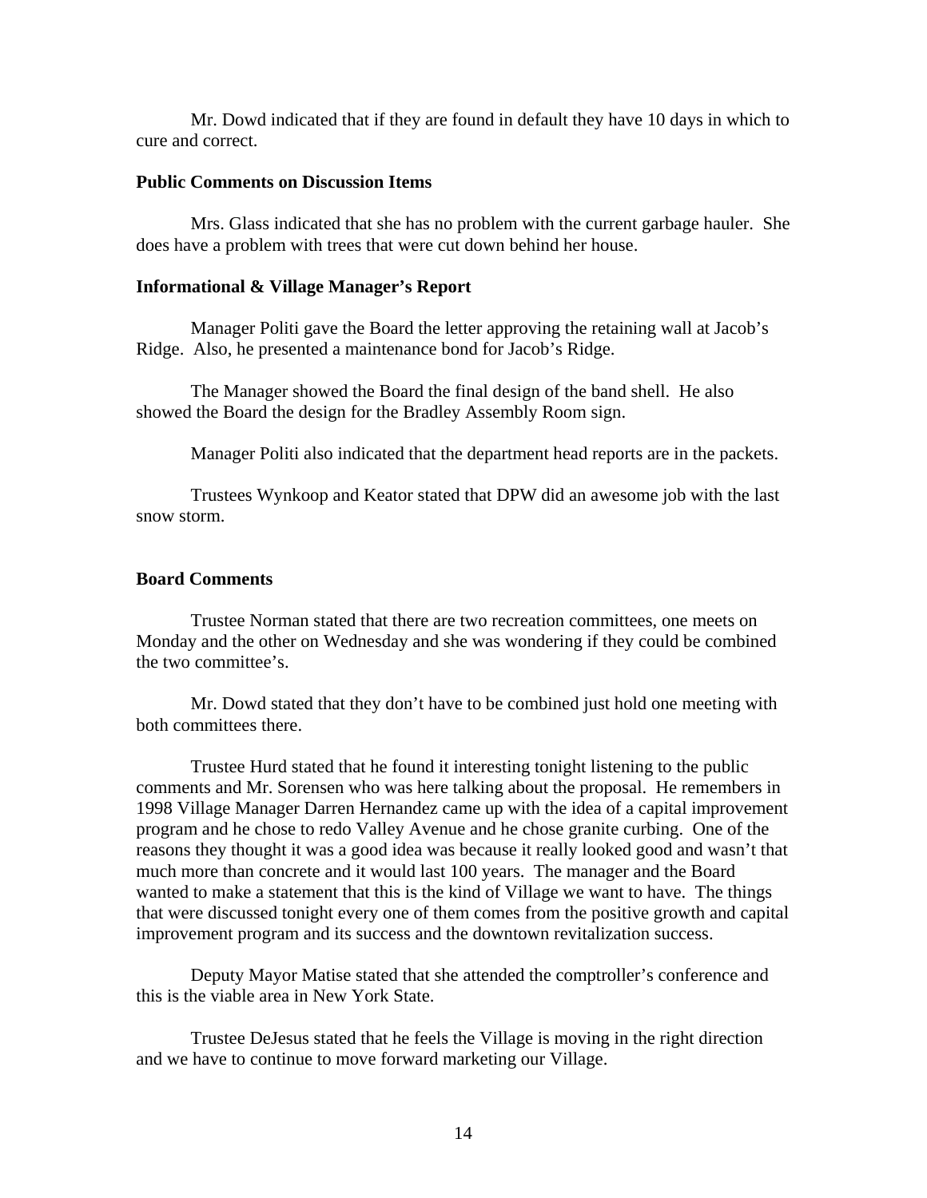Mr. Dowd indicated that if they are found in default they have 10 days in which to cure and correct.

**Public Comments on Discussion Items**

Mrs. Glass indicated that she has no problem with the current garbage hauler. She does have a problem with trees that were cut down behind her house.

**Informational & Village Manager's Report**

Manager Politi gave the Board the letter approving the retaining wall at Jacob's Ridge. Also, he presented a maintenance bond for Jacob's Ridge.

The Manager showed the Board the final design of the band shell. He also showed the Board the design for the Bradley Assembly Room sign.

Manager Politi also indicated that the department head reports are in the packets.

Trustees Wynkoop and Keator stated that DPW did an awesome job with the last snow storm.

**Board Comments**

Trustee Norman stated that there are two recreation committees, one meets on Monday and the other on Wednesday and she was wondering if they could be combined the two committee's.

Mr. Dowd stated that they don't have to be combined just hold one meeting with both committees there.

Trustee Hurd stated that he found it interesting tonight listening to the public comments and Mr. Sorensen who was here talking about the proposal. He remembers in 1998 Village Manager Darren Hernandez came up with the idea of a capital improvement program and he chose to redo Valley Avenue and he chose granite curbing. One of the reasons they thought it was a good idea was because it really looked good and wasn't that much more than concrete and it would last 100 years. The manager and the Board wanted to make a statement that this is the kind of Village we want to have. The things that were discussed tonight every one of them comes from the positive growth and capital improvement program and its success and the downtown revitalization success.

Deputy Mayor Matise stated that she attended the comptroller's conference and this is the viable area in New York State.

Trustee DeJesus stated that he feels the Village is moving in the right direction and we have to continue to move forward marketing our Village.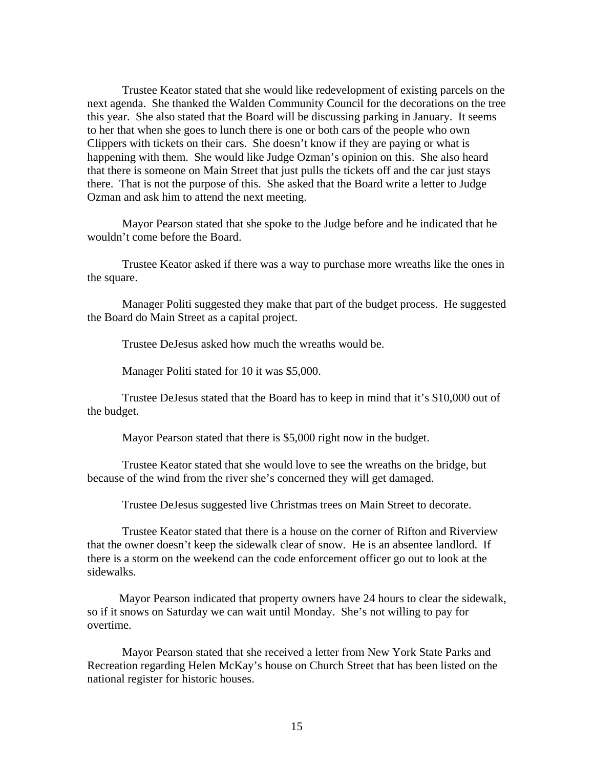Trustee Keator stated that she would like redevelopment of existing parcels on the next agenda. She thanked the Walden Community Council for the decorations on the tree this year. She also stated that the Board will be discussing parking in January. It seems to her that when she goes to lunch there is one or both cars of the people who own Clippers with tickets on their cars. She doesn't know if they are paying or what is happening with them. She would like Judge Ozman's opinion on this. She also heard that there is someone on Main Street that just pulls the tickets off and the car just stays there. That is not the purpose of this. She asked that the Board write a letter to Judge Ozman and ask him to attend the next meeting.

Mayor Pearson stated that she spoke to the Judge before and he indicated that he wouldn't come before the Board.

Trustee Keator asked if there was a way to purchase more wreaths like the ones in the square.

Manager Politi suggested they make that part of the budget process. He suggested the Board do Main Street as a capital project.

Trustee DeJesus asked how much the wreaths would be.

Manager Politi stated for 10 it was $5,000.

Trustee DeJesus stated that the Board has to keep in mind that it's $10,000 out of the budget.

Mayor Pearson stated that there is $5,000 right now in the budget.

Trustee Keator stated that she would love to see the wreaths on the bridge, but because of the wind from the river she's concerned they will get damaged.

Trustee DeJesus suggested live Christmas trees on Main Street to decorate.

Trustee Keator stated that there is a house on the corner of Rifton and Riverview that the owner doesn't keep the sidewalk clear of snow. He is an absentee landlord. If there is a storm on the weekend can the code enforcement officer go out to look at the sidewalks.

Mayor Pearson indicated that property owners have 24 hours to clear the sidewalk, so if it snows on Saturday we can wait until Monday. She's not willing to pay for overtime.

Mayor Pearson stated that she received a letter from New York State Parks and Recreation regarding Helen McKay's house on Church Street that has been listed on the national register for historic houses.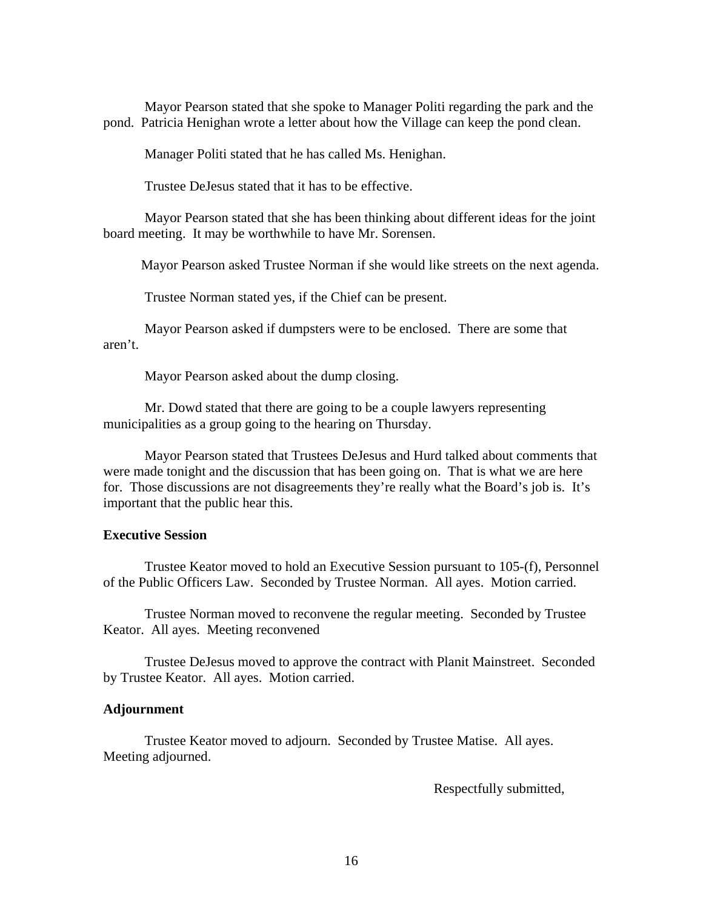Mayor Pearson stated that she spoke to Manager Politi regarding the park and the pond. Patricia Henighan wrote a letter about how the Village can keep the pond clean.

Manager Politi stated that he has called Ms. Henighan.

Trustee DeJesus stated that it has to be effective.

Mayor Pearson stated that she has been thinking about different ideas for the joint board meeting. It may be worthwhile to have Mr. Sorensen.

Mayor Pearson asked Trustee Norman if she would like streets on the next agenda.

Trustee Norman stated yes, if the Chief can be present.

Mayor Pearson asked if dumpsters were to be enclosed. There are some that aren't.

Mayor Pearson asked about the dump closing.

Mr. Dowd stated that there are going to be a couple lawyers representing municipalities as a group going to the hearing on Thursday.

Mayor Pearson stated that Trustees DeJesus and Hurd talked about comments that were made tonight and the discussion that has been going on. That is what we are here for. Those discussions are not disagreements they're really what the Board's job is. It's important that the public hear this.

**Executive Session**

Trustee Keator moved to hold an Executive Session pursuant to 105-(f), Personnel of the Public Officers Law. Seconded by Trustee Norman. All ayes. Motion carried.

Trustee Norman moved to reconvene the regular meeting. Seconded by Trustee Keator. All ayes. Meeting reconvened

Trustee DeJesus moved to approve the contract with Planit Mainstreet. Seconded by Trustee Keator. All ayes. Motion carried.

**Adjournment**

Trustee Keator moved to adjourn. Seconded by Trustee Matise. All ayes. Meeting adjourned.

Respectfully submitted,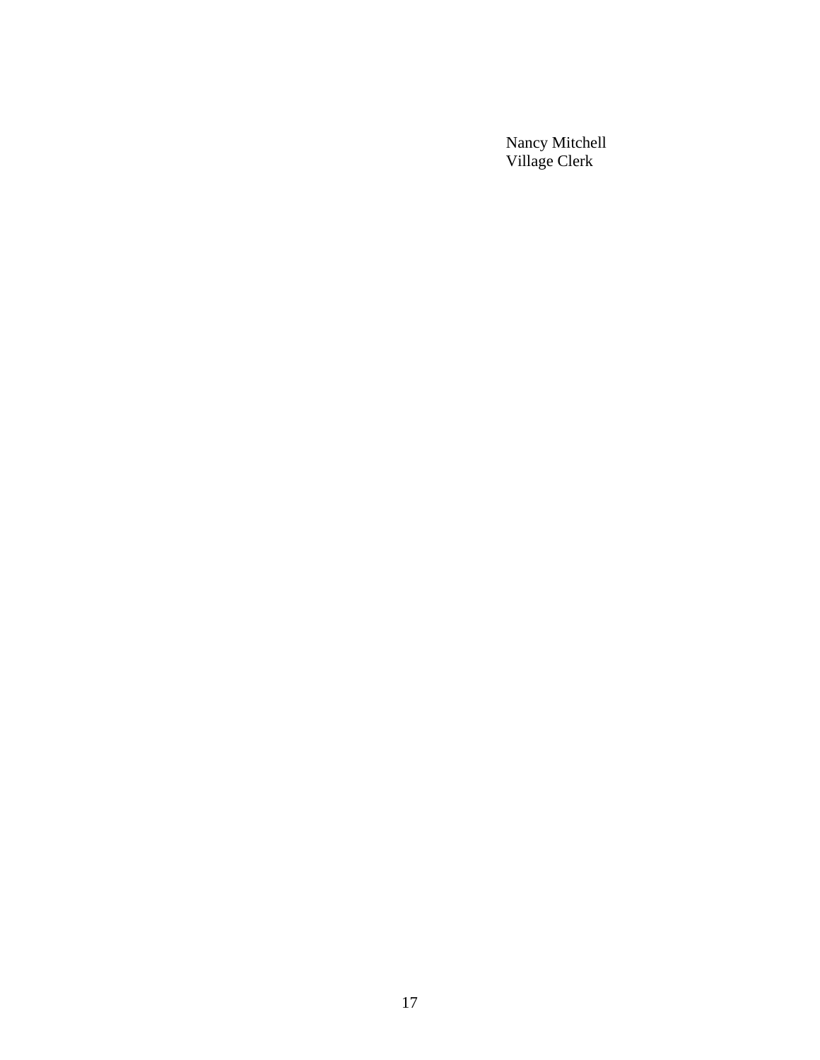Nancy Mitchell
Village Clerk